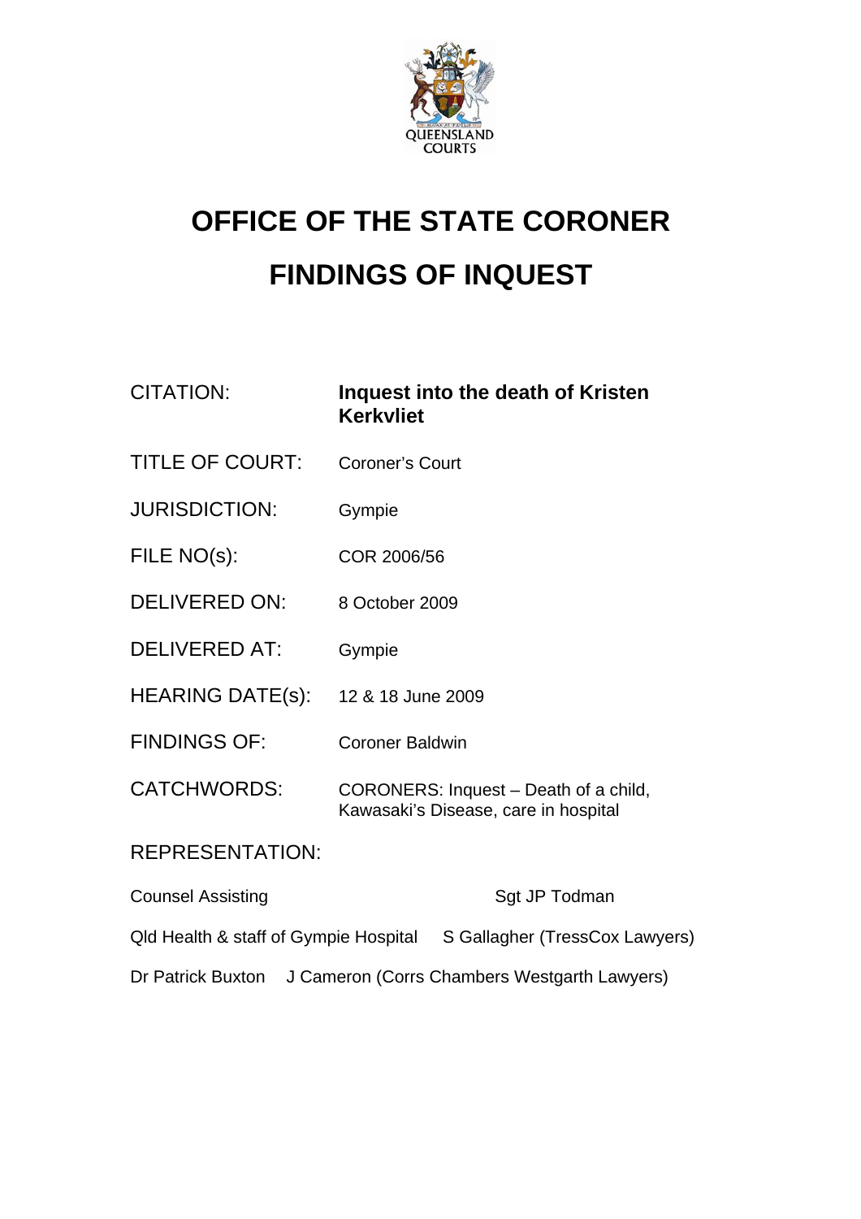QUEENSLAND COURTS

# OFFICE OF THE STATE CORONER

# FINDINGS OF INQUEST

| | |
|---|---|
| CITATION: | **Inquest into the death of Kristen Kerkvliet** |
| TITLE OF COURT: | Coroner's Court |
| JURISDICTION: | Gympie |
| FILE NO(s): | COR 2006/56 |
| DELIVERED ON: | 8 October 2009 |
| DELIVERED AT: | Gympie |
| HEARING DATE(s): | 12 & 18 June 2009 |
| FINDINGS OF: | Coroner Baldwin |
| CATCHWORDS: | CORONERS: Inquest – Death of a child, Kawasaki's Disease, care in hospital |

REPRESENTATION:

| | |
|---|---|
| Counsel Assisting | Sgt JP Todman |
| Qld Health & staff of Gympie Hospital | S Gallagher (TressCox Lawyers) |
| Dr Patrick Buxton | J Cameron (Corrs Chambers Westgarth Lawyers) |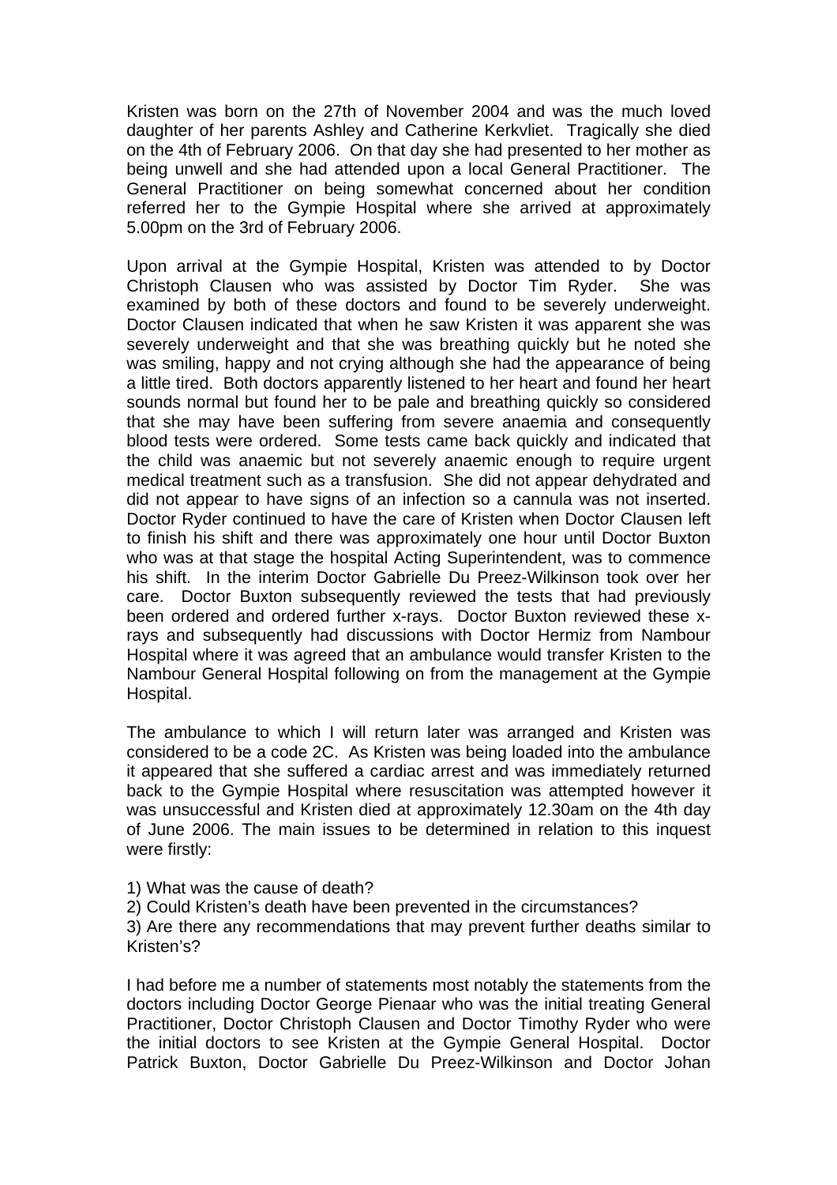Kristen was born on the 27th of November 2004 and was the much loved daughter of her parents Ashley and Catherine Kerkvliet. Tragically she died on the 4th of February 2006. On that day she had presented to her mother as being unwell and she had attended upon a local General Practitioner. The General Practitioner on being somewhat concerned about her condition referred her to the Gympie Hospital where she arrived at approximately 5.00pm on the 3rd of February 2006.

Upon arrival at the Gympie Hospital, Kristen was attended to by Doctor Christoph Clausen who was assisted by Doctor Tim Ryder. She was examined by both of these doctors and found to be severely underweight. Doctor Clausen indicated that when he saw Kristen it was apparent she was severely underweight and that she was breathing quickly but he noted she was smiling, happy and not crying although she had the appearance of being a little tired. Both doctors apparently listened to her heart and found her heart sounds normal but found her to be pale and breathing quickly so considered that she may have been suffering from severe anaemia and consequently blood tests were ordered. Some tests came back quickly and indicated that the child was anaemic but not severely anaemic enough to require urgent medical treatment such as a transfusion. She did not appear dehydrated and did not appear to have signs of an infection so a cannula was not inserted. Doctor Ryder continued to have the care of Kristen when Doctor Clausen left to finish his shift and there was approximately one hour until Doctor Buxton who was at that stage the hospital Acting Superintendent, was to commence his shift. In the interim Doctor Gabrielle Du Preez-Wilkinson took over her care. Doctor Buxton subsequently reviewed the tests that had previously been ordered and ordered further x-rays. Doctor Buxton reviewed these x-rays and subsequently had discussions with Doctor Hermiz from Nambour Hospital where it was agreed that an ambulance would transfer Kristen to the Nambour General Hospital following on from the management at the Gympie Hospital.

The ambulance to which I will return later was arranged and Kristen was considered to be a code 2C. As Kristen was being loaded into the ambulance it appeared that she suffered a cardiac arrest and was immediately returned back to the Gympie Hospital where resuscitation was attempted however it was unsuccessful and Kristen died at approximately 12.30am on the 4th day of June 2006. The main issues to be determined in relation to this inquest were firstly:

1) What was the cause of death?
2) Could Kristen's death have been prevented in the circumstances?
3) Are there any recommendations that may prevent further deaths similar to Kristen's?

I had before me a number of statements most notably the statements from the doctors including Doctor George Pienaar who was the initial treating General Practitioner, Doctor Christoph Clausen and Doctor Timothy Ryder who were the initial doctors to see Kristen at the Gympie General Hospital. Doctor Patrick Buxton, Doctor Gabrielle Du Preez-Wilkinson and Doctor Johan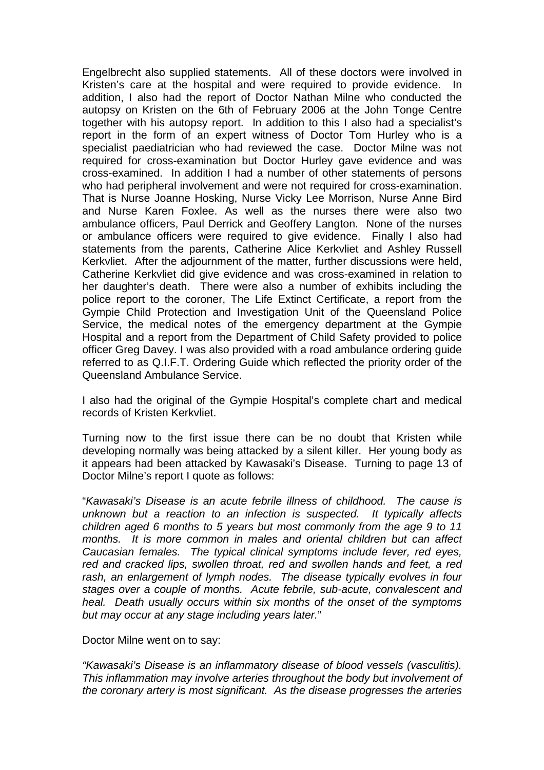Engelbrecht also supplied statements. All of these doctors were involved in Kristen's care at the hospital and were required to provide evidence. In addition, I also had the report of Doctor Nathan Milne who conducted the autopsy on Kristen on the 6th of February 2006 at the John Tonge Centre together with his autopsy report. In addition to this I also had a specialist's report in the form of an expert witness of Doctor Tom Hurley who is a specialist paediatrician who had reviewed the case. Doctor Milne was not required for cross-examination but Doctor Hurley gave evidence and was cross-examined. In addition I had a number of other statements of persons who had peripheral involvement and were not required for cross-examination. That is Nurse Joanne Hosking, Nurse Vicky Lee Morrison, Nurse Anne Bird and Nurse Karen Foxlee. As well as the nurses there were also two ambulance officers, Paul Derrick and Geoffery Langton. None of the nurses or ambulance officers were required to give evidence. Finally I also had statements from the parents, Catherine Alice Kerkvliet and Ashley Russell Kerkvliet. After the adjournment of the matter, further discussions were held, Catherine Kerkvliet did give evidence and was cross-examined in relation to her daughter's death. There were also a number of exhibits including the police report to the coroner, The Life Extinct Certificate, a report from the Gympie Child Protection and Investigation Unit of the Queensland Police Service, the medical notes of the emergency department at the Gympie Hospital and a report from the Department of Child Safety provided to police officer Greg Davey. I was also provided with a road ambulance ordering guide referred to as Q.I.F.T. Ordering Guide which reflected the priority order of the Queensland Ambulance Service.

I also had the original of the Gympie Hospital's complete chart and medical records of Kristen Kerkvliet.

Turning now to the first issue there can be no doubt that Kristen while developing normally was being attacked by a silent killer. Her young body as it appears had been attacked by Kawasaki's Disease. Turning to page 13 of Doctor Milne's report I quote as follows:

"*Kawasaki's Disease is an acute febrile illness of childhood. The cause is unknown but a reaction to an infection is suspected. It typically affects children aged 6 months to 5 years but most commonly from the age 9 to 11 months. It is more common in males and oriental children but can affect Caucasian females. The typical clinical symptoms include fever, red eyes, red and cracked lips, swollen throat, red and swollen hands and feet, a red rash, an enlargement of lymph nodes. The disease typically evolves in four stages over a couple of months. Acute febrile, sub-acute, convalescent and heal. Death usually occurs within six months of the onset of the symptoms but may occur at any stage including years later.*"

Doctor Milne went on to say:

*"Kawasaki's Disease is an inflammatory disease of blood vessels (vasculitis). This inflammation may involve arteries throughout the body but involvement of the coronary artery is most significant. As the disease progresses the arteries*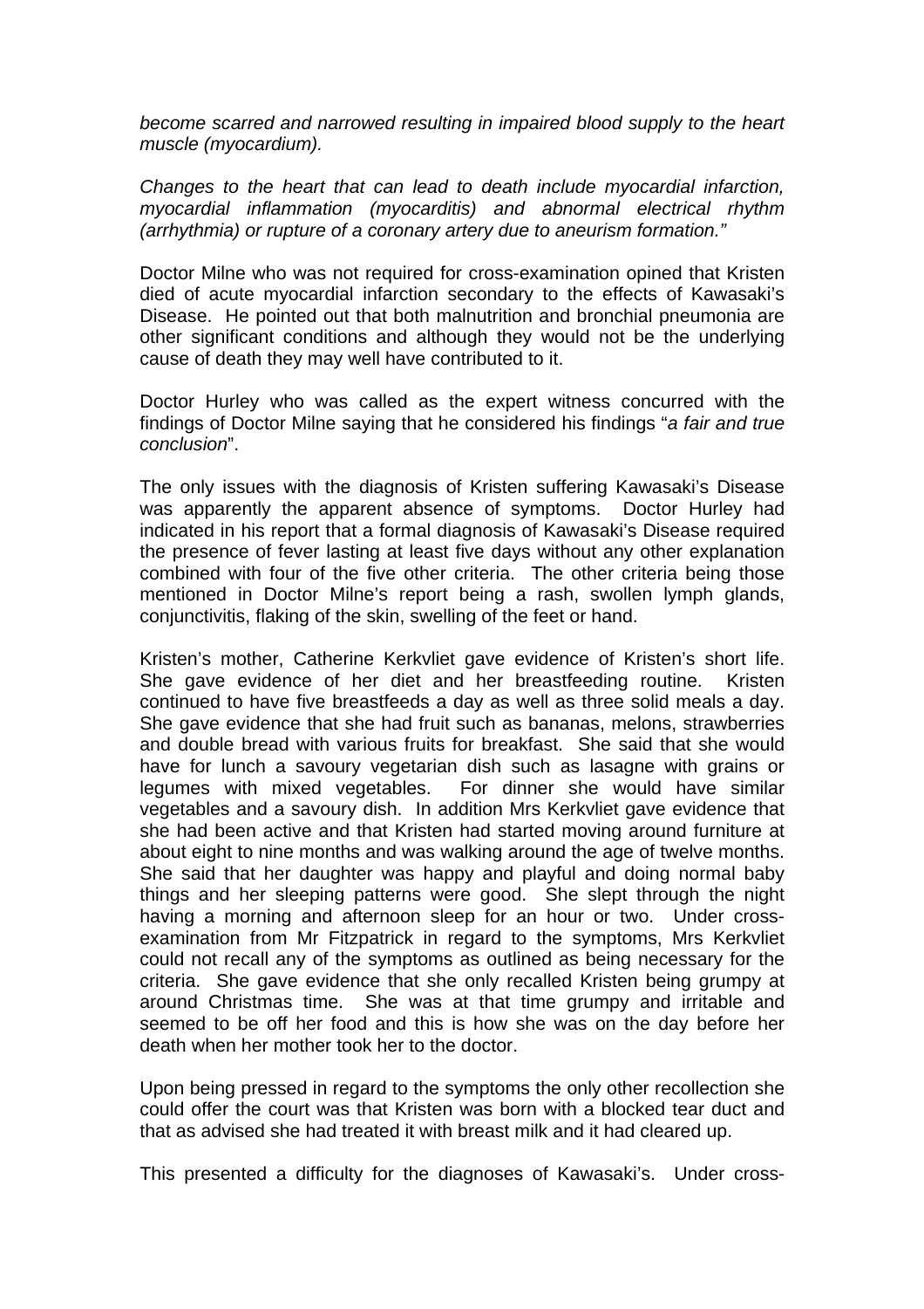*become scarred and narrowed resulting in impaired blood supply to the heart muscle (myocardium).*

*Changes to the heart that can lead to death include myocardial infarction, myocardial inflammation (myocarditis) and abnormal electrical rhythm (arrhythmia) or rupture of a coronary artery due to aneurism formation."*

Doctor Milne who was not required for cross-examination opined that Kristen died of acute myocardial infarction secondary to the effects of Kawasaki's Disease. He pointed out that both malnutrition and bronchial pneumonia are other significant conditions and although they would not be the underlying cause of death they may well have contributed to it.

Doctor Hurley who was called as the expert witness concurred with the findings of Doctor Milne saying that he considered his findings "*a fair and true conclusion*".

The only issues with the diagnosis of Kristen suffering Kawasaki's Disease was apparently the apparent absence of symptoms. Doctor Hurley had indicated in his report that a formal diagnosis of Kawasaki's Disease required the presence of fever lasting at least five days without any other explanation combined with four of the five other criteria. The other criteria being those mentioned in Doctor Milne's report being a rash, swollen lymph glands, conjunctivitis, flaking of the skin, swelling of the feet or hand.

Kristen's mother, Catherine Kerkvliet gave evidence of Kristen's short life. She gave evidence of her diet and her breastfeeding routine. Kristen continued to have five breastfeeds a day as well as three solid meals a day. She gave evidence that she had fruit such as bananas, melons, strawberries and double bread with various fruits for breakfast. She said that she would have for lunch a savoury vegetarian dish such as lasagne with grains or legumes with mixed vegetables. For dinner she would have similar vegetables and a savoury dish. In addition Mrs Kerkvliet gave evidence that she had been active and that Kristen had started moving around furniture at about eight to nine months and was walking around the age of twelve months. She said that her daughter was happy and playful and doing normal baby things and her sleeping patterns were good. She slept through the night having a morning and afternoon sleep for an hour or two. Under cross-examination from Mr Fitzpatrick in regard to the symptoms, Mrs Kerkvliet could not recall any of the symptoms as outlined as being necessary for the criteria. She gave evidence that she only recalled Kristen being grumpy at around Christmas time. She was at that time grumpy and irritable and seemed to be off her food and this is how she was on the day before her death when her mother took her to the doctor.

Upon being pressed in regard to the symptoms the only other recollection she could offer the court was that Kristen was born with a blocked tear duct and that as advised she had treated it with breast milk and it had cleared up.

This presented a difficulty for the diagnoses of Kawasaki's. Under cross-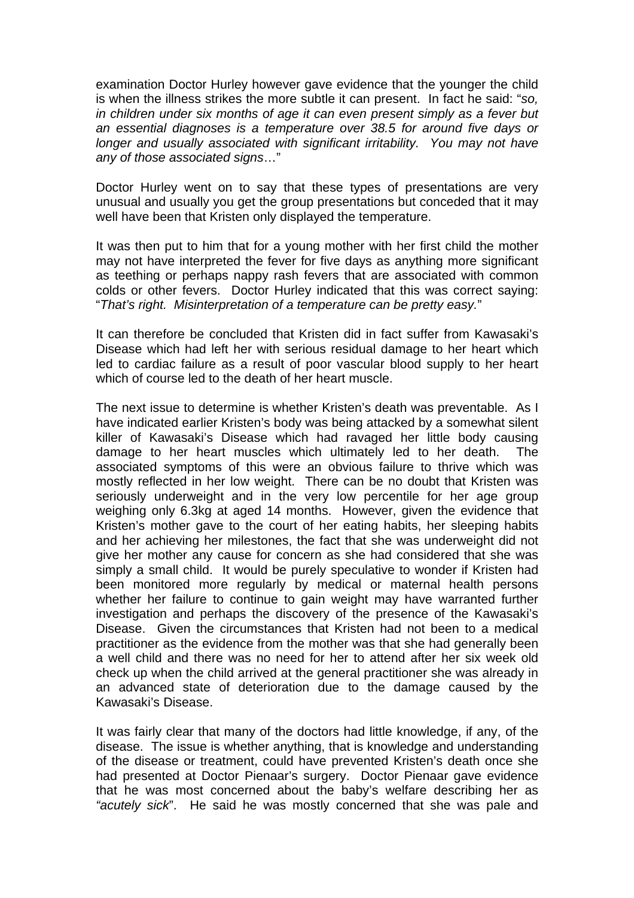examination Doctor Hurley however gave evidence that the younger the child is when the illness strikes the more subtle it can present. In fact he said: "*so, in children under six months of age it can even present simply as a fever but an essential diagnoses is a temperature over 38.5 for around five days or longer and usually associated with significant irritability. You may not have any of those associated signs*…"

Doctor Hurley went on to say that these types of presentations are very unusual and usually you get the group presentations but conceded that it may well have been that Kristen only displayed the temperature.

It was then put to him that for a young mother with her first child the mother may not have interpreted the fever for five days as anything more significant as teething or perhaps nappy rash fevers that are associated with common colds or other fevers. Doctor Hurley indicated that this was correct saying: "*That's right. Misinterpretation of a temperature can be pretty easy.*"

It can therefore be concluded that Kristen did in fact suffer from Kawasaki's Disease which had left her with serious residual damage to her heart which led to cardiac failure as a result of poor vascular blood supply to her heart which of course led to the death of her heart muscle.

The next issue to determine is whether Kristen's death was preventable. As I have indicated earlier Kristen's body was being attacked by a somewhat silent killer of Kawasaki's Disease which had ravaged her little body causing damage to her heart muscles which ultimately led to her death. The associated symptoms of this were an obvious failure to thrive which was mostly reflected in her low weight. There can be no doubt that Kristen was seriously underweight and in the very low percentile for her age group weighing only 6.3kg at aged 14 months. However, given the evidence that Kristen's mother gave to the court of her eating habits, her sleeping habits and her achieving her milestones, the fact that she was underweight did not give her mother any cause for concern as she had considered that she was simply a small child. It would be purely speculative to wonder if Kristen had been monitored more regularly by medical or maternal health persons whether her failure to continue to gain weight may have warranted further investigation and perhaps the discovery of the presence of the Kawasaki's Disease. Given the circumstances that Kristen had not been to a medical practitioner as the evidence from the mother was that she had generally been a well child and there was no need for her to attend after her six week old check up when the child arrived at the general practitioner she was already in an advanced state of deterioration due to the damage caused by the Kawasaki's Disease.

It was fairly clear that many of the doctors had little knowledge, if any, of the disease. The issue is whether anything, that is knowledge and understanding of the disease or treatment, could have prevented Kristen's death once she had presented at Doctor Pienaar's surgery. Doctor Pienaar gave evidence that he was most concerned about the baby's welfare describing her as *"acutely sick*". He said he was mostly concerned that she was pale and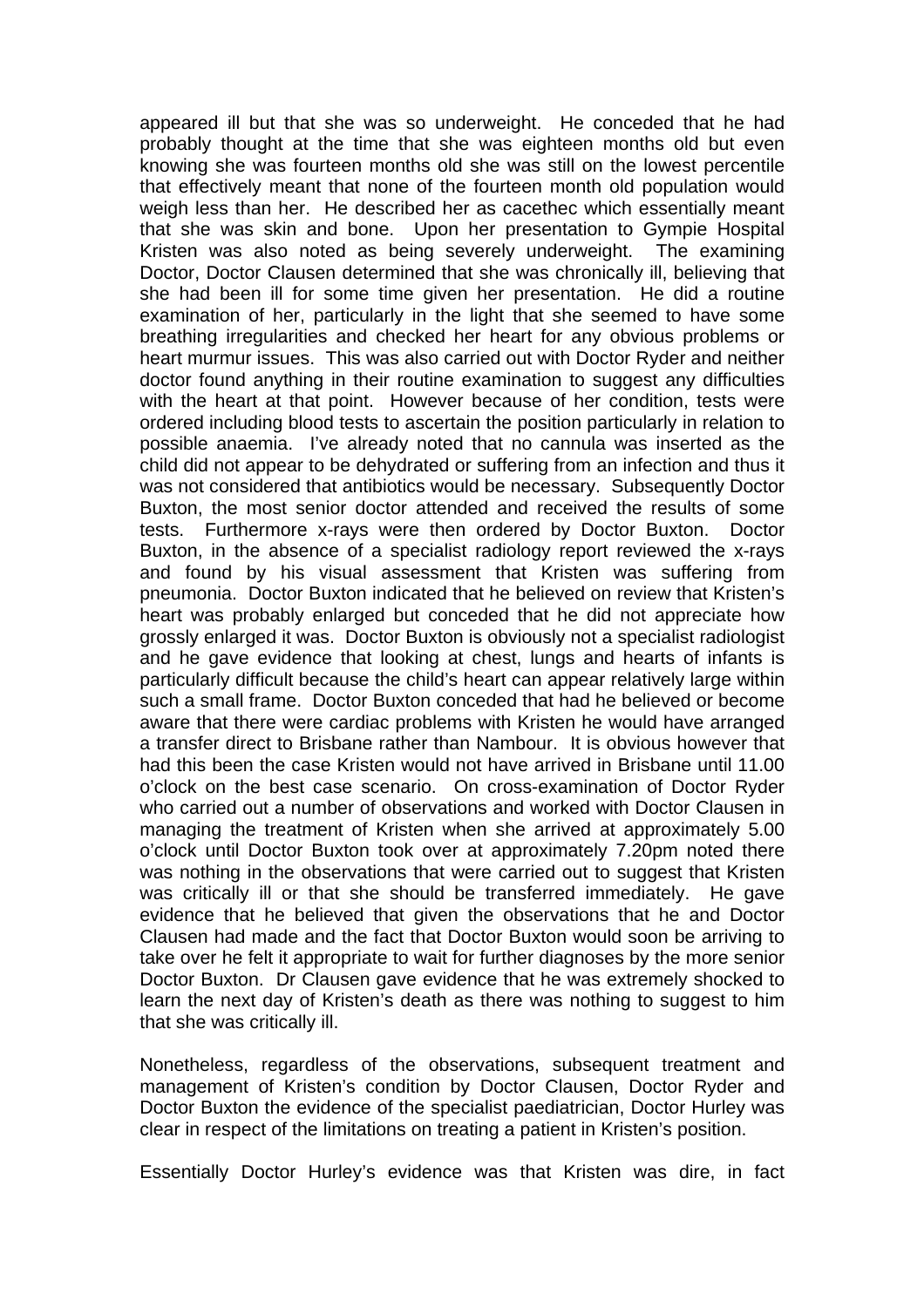appeared ill but that she was so underweight. He conceded that he had probably thought at the time that she was eighteen months old but even knowing she was fourteen months old she was still on the lowest percentile that effectively meant that none of the fourteen month old population would weigh less than her. He described her as cacethec which essentially meant that she was skin and bone. Upon her presentation to Gympie Hospital Kristen was also noted as being severely underweight. The examining Doctor, Doctor Clausen determined that she was chronically ill, believing that she had been ill for some time given her presentation. He did a routine examination of her, particularly in the light that she seemed to have some breathing irregularities and checked her heart for any obvious problems or heart murmur issues. This was also carried out with Doctor Ryder and neither doctor found anything in their routine examination to suggest any difficulties with the heart at that point. However because of her condition, tests were ordered including blood tests to ascertain the position particularly in relation to possible anaemia. I've already noted that no cannula was inserted as the child did not appear to be dehydrated or suffering from an infection and thus it was not considered that antibiotics would be necessary. Subsequently Doctor Buxton, the most senior doctor attended and received the results of some tests. Furthermore x-rays were then ordered by Doctor Buxton. Doctor Buxton, in the absence of a specialist radiology report reviewed the x-rays and found by his visual assessment that Kristen was suffering from pneumonia. Doctor Buxton indicated that he believed on review that Kristen's heart was probably enlarged but conceded that he did not appreciate how grossly enlarged it was. Doctor Buxton is obviously not a specialist radiologist and he gave evidence that looking at chest, lungs and hearts of infants is particularly difficult because the child's heart can appear relatively large within such a small frame. Doctor Buxton conceded that had he believed or become aware that there were cardiac problems with Kristen he would have arranged a transfer direct to Brisbane rather than Nambour. It is obvious however that had this been the case Kristen would not have arrived in Brisbane until 11.00 o'clock on the best case scenario. On cross-examination of Doctor Ryder who carried out a number of observations and worked with Doctor Clausen in managing the treatment of Kristen when she arrived at approximately 5.00 o'clock until Doctor Buxton took over at approximately 7.20pm noted there was nothing in the observations that were carried out to suggest that Kristen was critically ill or that she should be transferred immediately. He gave evidence that he believed that given the observations that he and Doctor Clausen had made and the fact that Doctor Buxton would soon be arriving to take over he felt it appropriate to wait for further diagnoses by the more senior Doctor Buxton. Dr Clausen gave evidence that he was extremely shocked to learn the next day of Kristen's death as there was nothing to suggest to him that she was critically ill.

Nonetheless, regardless of the observations, subsequent treatment and management of Kristen's condition by Doctor Clausen, Doctor Ryder and Doctor Buxton the evidence of the specialist paediatrician, Doctor Hurley was clear in respect of the limitations on treating a patient in Kristen's position.

Essentially Doctor Hurley's evidence was that Kristen was dire, in fact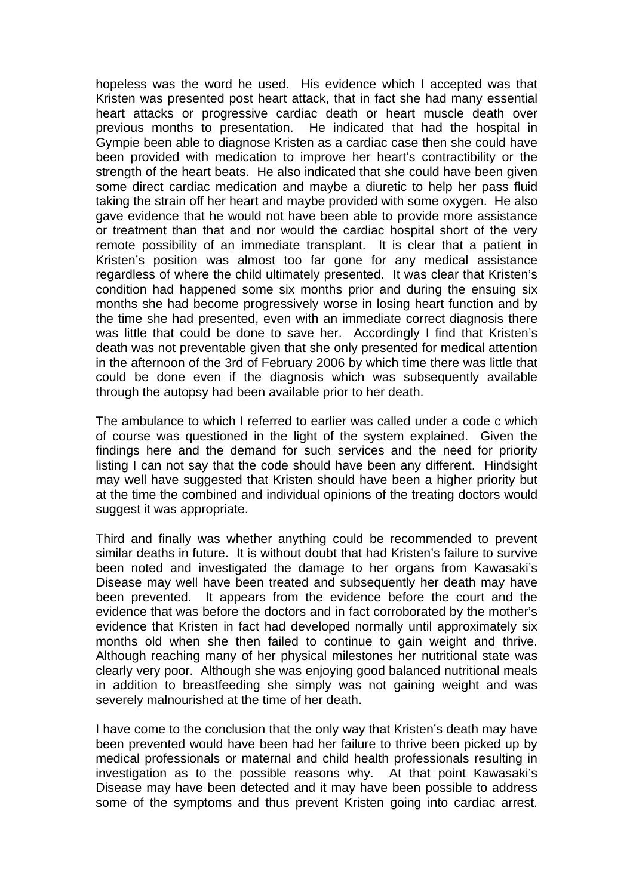hopeless was the word he used. His evidence which I accepted was that Kristen was presented post heart attack, that in fact she had many essential heart attacks or progressive cardiac death or heart muscle death over previous months to presentation. He indicated that had the hospital in Gympie been able to diagnose Kristen as a cardiac case then she could have been provided with medication to improve her heart's contractibility or the strength of the heart beats. He also indicated that she could have been given some direct cardiac medication and maybe a diuretic to help her pass fluid taking the strain off her heart and maybe provided with some oxygen. He also gave evidence that he would not have been able to provide more assistance or treatment than that and nor would the cardiac hospital short of the very remote possibility of an immediate transplant. It is clear that a patient in Kristen's position was almost too far gone for any medical assistance regardless of where the child ultimately presented. It was clear that Kristen's condition had happened some six months prior and during the ensuing six months she had become progressively worse in losing heart function and by the time she had presented, even with an immediate correct diagnosis there was little that could be done to save her. Accordingly I find that Kristen's death was not preventable given that she only presented for medical attention in the afternoon of the 3rd of February 2006 by which time there was little that could be done even if the diagnosis which was subsequently available through the autopsy had been available prior to her death.

The ambulance to which I referred to earlier was called under a code c which of course was questioned in the light of the system explained. Given the findings here and the demand for such services and the need for priority listing I can not say that the code should have been any different. Hindsight may well have suggested that Kristen should have been a higher priority but at the time the combined and individual opinions of the treating doctors would suggest it was appropriate.

Third and finally was whether anything could be recommended to prevent similar deaths in future. It is without doubt that had Kristen's failure to survive been noted and investigated the damage to her organs from Kawasaki's Disease may well have been treated and subsequently her death may have been prevented. It appears from the evidence before the court and the evidence that was before the doctors and in fact corroborated by the mother's evidence that Kristen in fact had developed normally until approximately six months old when she then failed to continue to gain weight and thrive. Although reaching many of her physical milestones her nutritional state was clearly very poor. Although she was enjoying good balanced nutritional meals in addition to breastfeeding she simply was not gaining weight and was severely malnourished at the time of her death.

I have come to the conclusion that the only way that Kristen's death may have been prevented would have been had her failure to thrive been picked up by medical professionals or maternal and child health professionals resulting in investigation as to the possible reasons why. At that point Kawasaki's Disease may have been detected and it may have been possible to address some of the symptoms and thus prevent Kristen going into cardiac arrest.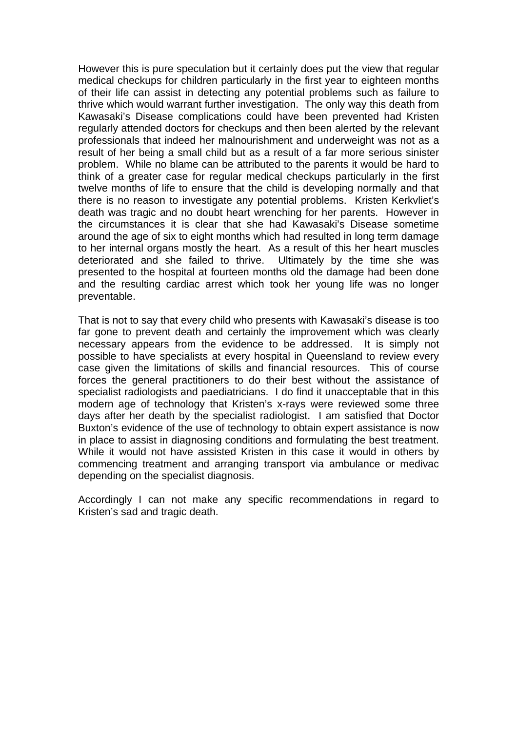However this is pure speculation but it certainly does put the view that regular medical checkups for children particularly in the first year to eighteen months of their life can assist in detecting any potential problems such as failure to thrive which would warrant further investigation. The only way this death from Kawasaki's Disease complications could have been prevented had Kristen regularly attended doctors for checkups and then been alerted by the relevant professionals that indeed her malnourishment and underweight was not as a result of her being a small child but as a result of a far more serious sinister problem. While no blame can be attributed to the parents it would be hard to think of a greater case for regular medical checkups particularly in the first twelve months of life to ensure that the child is developing normally and that there is no reason to investigate any potential problems. Kristen Kerkvliet's death was tragic and no doubt heart wrenching for her parents. However in the circumstances it is clear that she had Kawasaki's Disease sometime around the age of six to eight months which had resulted in long term damage to her internal organs mostly the heart. As a result of this her heart muscles deteriorated and she failed to thrive. Ultimately by the time she was presented to the hospital at fourteen months old the damage had been done and the resulting cardiac arrest which took her young life was no longer preventable.

That is not to say that every child who presents with Kawasaki's disease is too far gone to prevent death and certainly the improvement which was clearly necessary appears from the evidence to be addressed. It is simply not possible to have specialists at every hospital in Queensland to review every case given the limitations of skills and financial resources. This of course forces the general practitioners to do their best without the assistance of specialist radiologists and paediatricians. I do find it unacceptable that in this modern age of technology that Kristen's x-rays were reviewed some three days after her death by the specialist radiologist. I am satisfied that Doctor Buxton's evidence of the use of technology to obtain expert assistance is now in place to assist in diagnosing conditions and formulating the best treatment. While it would not have assisted Kristen in this case it would in others by commencing treatment and arranging transport via ambulance or medivac depending on the specialist diagnosis.

Accordingly I can not make any specific recommendations in regard to Kristen's sad and tragic death.